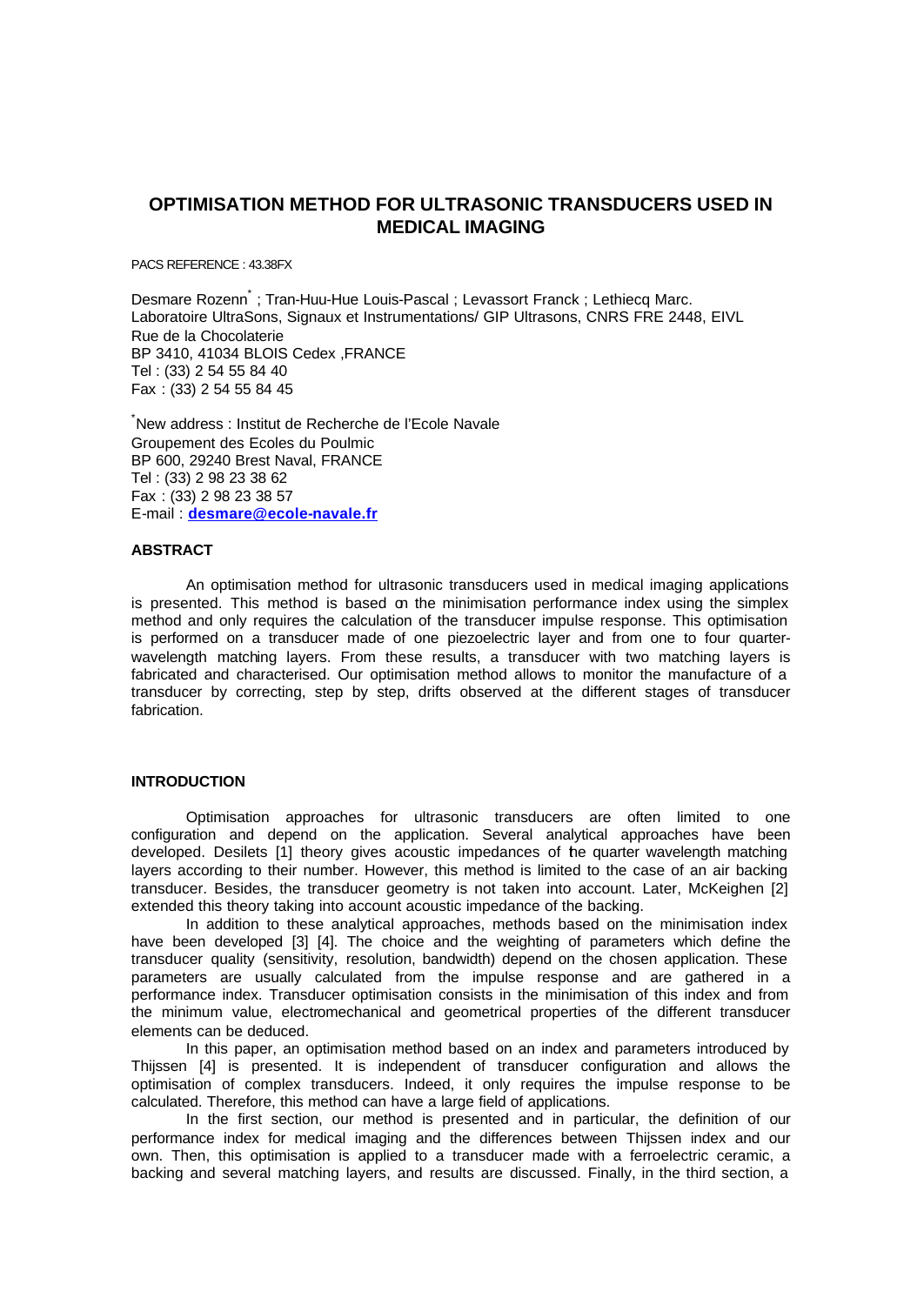# OPTIMISATION METHOD FOR ULTRASONIC TRANSDUCERS USED IN MEDICAL IMAGING

PACS REFERENCE : 43.38FX

Desmare Rozenn* ; Tran-Huu-Hue Louis-Pascal ; Levassort Franck ; Lethiecq Marc.
Laboratoire UltraSons, Signaux et Instrumentations/ GIP Ultrasons, CNRS FRE 2448, EIVL
Rue de la Chocolaterie
BP 3410, 41034 BLOIS Cedex ,FRANCE
Tel : (33) 2 54 55 84 40
Fax : (33) 2 54 55 84 45

*New address : Institut de Recherche de l'Ecole Navale
Groupement des Ecoles du Poulmic
BP 600, 29240 Brest Naval, FRANCE
Tel : (33) 2 98 23 38 62
Fax : (33) 2 98 23 38 57
E-mail : **desmare@ecole-navale.fr**

## ABSTRACT

An optimisation method for ultrasonic transducers used in medical imaging applications is presented. This method is based on the minimisation performance index using the simplex method and only requires the calculation of the transducer impulse response. This optimisation is performed on a transducer made of one piezoelectric layer and from one to four quarter-wavelength matching layers. From these results, a transducer with two matching layers is fabricated and characterised. Our optimisation method allows to monitor the manufacture of a transducer by correcting, step by step, drifts observed at the different stages of transducer fabrication.

## INTRODUCTION

Optimisation approaches for ultrasonic transducers are often limited to one configuration and depend on the application. Several analytical approaches have been developed. Desilets [1] theory gives acoustic impedances of the quarter wavelength matching layers according to their number. However, this method is limited to the case of an air backing transducer. Besides, the transducer geometry is not taken into account. Later, McKeighen [2] extended this theory taking into account acoustic impedance of the backing.

In addition to these analytical approaches, methods based on the minimisation index have been developed [3] [4]. The choice and the weighting of parameters which define the transducer quality (sensitivity, resolution, bandwidth) depend on the chosen application. These parameters are usually calculated from the impulse response and are gathered in a performance index. Transducer optimisation consists in the minimisation of this index and from the minimum value, electromechanical and geometrical properties of the different transducer elements can be deduced.

In this paper, an optimisation method based on an index and parameters introduced by Thijssen [4] is presented. It is independent of transducer configuration and allows the optimisation of complex transducers. Indeed, it only requires the impulse response to be calculated. Therefore, this method can have a large field of applications.

In the first section, our method is presented and in particular, the definition of our performance index for medical imaging and the differences between Thijssen index and our own. Then, this optimisation is applied to a transducer made with a ferroelectric ceramic, a backing and several matching layers, and results are discussed. Finally, in the third section, a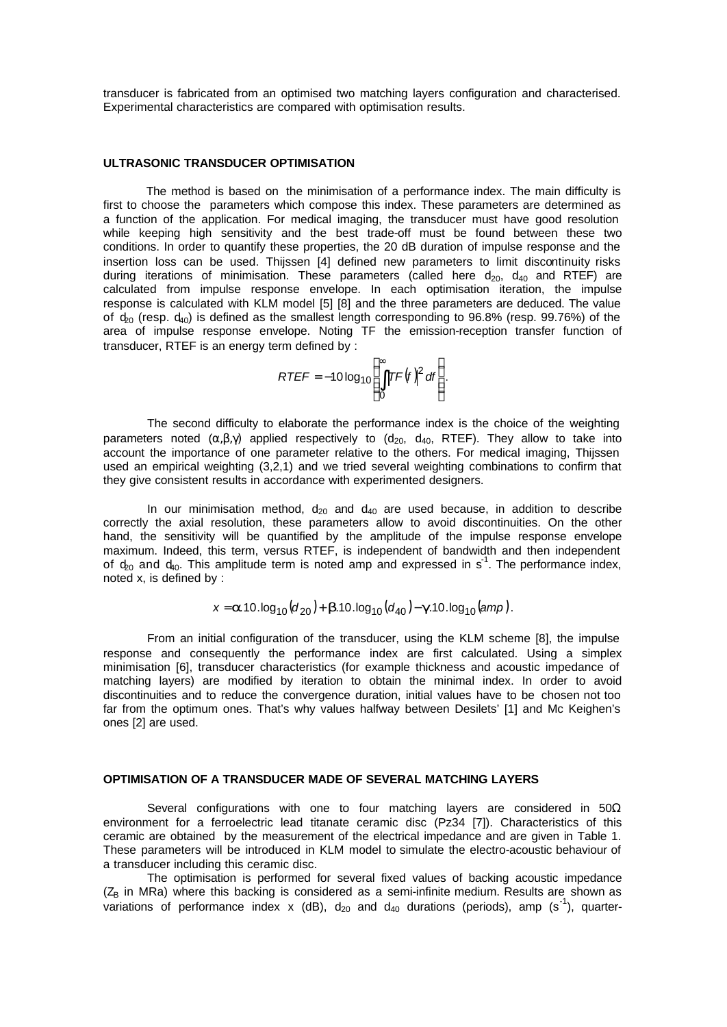transducer is fabricated from an optimised two matching layers configuration and characterised. Experimental characteristics are compared with optimisation results.

## ULTRASONIC TRANSDUCER OPTIMISATION

The method is based on the minimisation of a performance index. The main difficulty is first to choose the parameters which compose this index. These parameters are determined as a function of the application. For medical imaging, the transducer must have good resolution while keeping high sensitivity and the best trade-off must be found between these two conditions. In order to quantify these properties, the 20 dB duration of impulse response and the insertion loss can be used. Thijssen [4] defined new parameters to limit discontinuity risks during iterations of minimisation. These parameters (called here $d_{20}$, $d_{40}$ and RTEF) are calculated from impulse response envelope. In each optimisation iteration, the impulse response is calculated with KLM model [5] [8] and the three parameters are deduced. The value of $d_{20}$ (resp. $d_{40}$) is defined as the smallest length corresponding to 96.8% (resp. 99.76%) of the area of impulse response envelope. Noting TF the emission-reception transfer function of transducer, RTEF is an energy term defined by :

$$RTEF = -10\log_{10}\left(\int_0^{\infty} |TF(f)|^2 df\right).$$

The second difficulty to elaborate the performance index is the choice of the weighting parameters noted $(\alpha,\beta,\gamma)$ applied respectively to ($d_{20}$, $d_{40}$, RTEF). They allow to take into account the importance of one parameter relative to the others. For medical imaging, Thijssen used an empirical weighting (3,2,1) and we tried several weighting combinations to confirm that they give consistent results in accordance with experimented designers.

In our minimisation method, $d_{20}$ and $d_{40}$ are used because, in addition to describe correctly the axial resolution, these parameters allow to avoid discontinuities. On the other hand, the sensitivity will be quantified by the amplitude of the impulse response envelope maximum. Indeed, this term, versus RTEF, is independent of bandwidth and then independent of $d_{20}$ and $d_{40}$. This amplitude term is noted amp and expressed in $s^{-1}$. The performance index, noted x, is defined by :

$$x = \alpha.10.\log_{10}(d_{20}) + \beta.10.\log_{10}(d_{40}) - \gamma.10.\log_{10}(amp).$$

From an initial configuration of the transducer, using the KLM scheme [8], the impulse response and consequently the performance index are first calculated. Using a simplex minimisation [6], transducer characteristics (for example thickness and acoustic impedance of matching layers) are modified by iteration to obtain the minimal index. In order to avoid discontinuities and to reduce the convergence duration, initial values have to be chosen not too far from the optimum ones. That's why values halfway between Desilets' [1] and Mc Keighen's ones [2] are used.

## OPTIMISATION OF A TRANSDUCER MADE OF SEVERAL MATCHING LAYERS

Several configurations with one to four matching layers are considered in 50Ω environment for a ferroelectric lead titanate ceramic disc (Pz34 [7]). Characteristics of this ceramic are obtained by the measurement of the electrical impedance and are given in Table 1. These parameters will be introduced in KLM model to simulate the electro-acoustic behaviour of a transducer including this ceramic disc.

The optimisation is performed for several fixed values of backing acoustic impedance ($Z_B$ in MRa) where this backing is considered as a semi-infinite medium. Results are shown as variations of performance index x (dB), $d_{20}$ and $d_{40}$ durations (periods), amp ($s^{-1}$), quarter-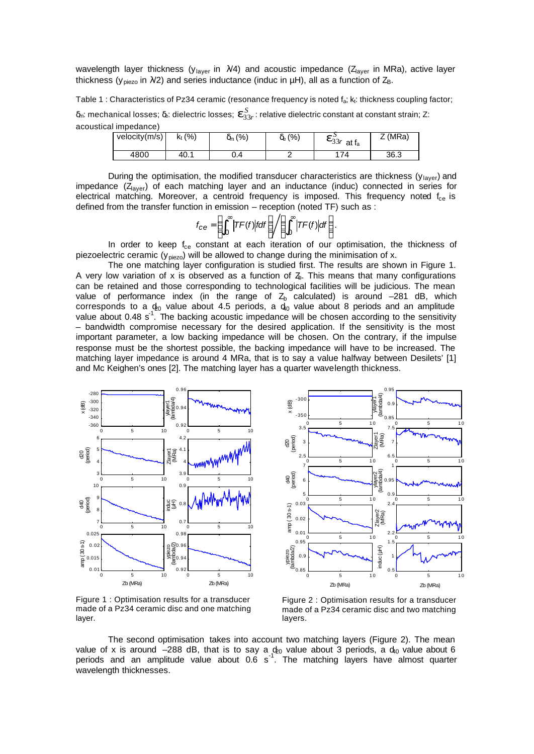wavelength layer thickness ($y_{layer}$ in $\lambda/4$) and acoustic impedance ($Z_{layer}$ in MRa), active layer thickness ($y_{piezo}$ in $\lambda/2$) and series inductance (induc in µH), all as a function of $Z_B$.

Table 1 : Characteristics of Pz34 ceramic (resonance frequency is noted $f_a$; $k_t$: thickness coupling factor; $\delta_m$: mechanical losses; $\delta_e$: dielectric losses; $\varepsilon_{33r}^S$ : relative dielectric constant at constant strain; Z: acoustical impedance)

| velocity(m/s) | $k_t$ (%) | $\delta_m$ (%) | $\delta_e$ (%) | $\varepsilon_{33r}^S$ at $f_a$ | Z (MRa) |
|---|---|---|---|---|---|
| 4800 | 40.1 | 0.4 | 2 | 174 | 36.3 |

During the optimisation, the modified transducer characteristics are thickness ($y_{layer}$) and impedance ($Z_{layer}$) of each matching layer and an inductance (induc) connected in series for electrical matching. Moreover, a centroid frequency is imposed. This frequency noted $f_{ce}$ is defined from the transfer function in emission – reception (noted TF) such as :

$$f_{ce} = \left(\int_0^\infty |TF(f)| f df\right) \Big/ \left(\int_0^\infty |TF(f)| df\right).$$

In order to keep $f_{ce}$ constant at each iteration of our optimisation, the thickness of piezoelectric ceramic ($y_{piezo}$) will be allowed to change during the minimisation of x.

The one matching layer configuration is studied first. The results are shown in Figure 1. A very low variation of x is observed as a function of $Z_b$. This means that many configurations can be retained and those corresponding to technological facilities will be judicious. The mean value of performance index (in the range of $Z_b$ calculated) is around –281 dB, which corresponds to a $d_{20}$ value about 4.5 periods, a $d_{40}$ value about 8 periods and an amplitude value about 0.48 $s^{-1}$. The backing acoustic impedance will be chosen according to the sensitivity – bandwidth compromise necessary for the desired application. If the sensitivity is the most important parameter, a low backing impedance will be chosen. On the contrary, if the impulse response must be the shortest possible, the backing impedance will have to be increased. The matching layer impedance is around 4 MRa, that is to say a value halfway between Desilets' [1] and Mc Keighen's ones [2]. The matching layer has a quarter wavelength thickness.

Figure 1 : Optimisation results for a transducer made of a Pz34 ceramic disc and one matching layer.

Figure 2 : Optimisation results for a transducer made of a Pz34 ceramic disc and two matching layers.

The second optimisation takes into account two matching layers (Figure 2). The mean value of x is around –288 dB, that is to say a $d_{20}$ value about 3 periods, a $d_{40}$ value about 6 periods and an amplitude value about 0.6 $s^{-1}$. The matching layers have almost quarter wavelength thicknesses.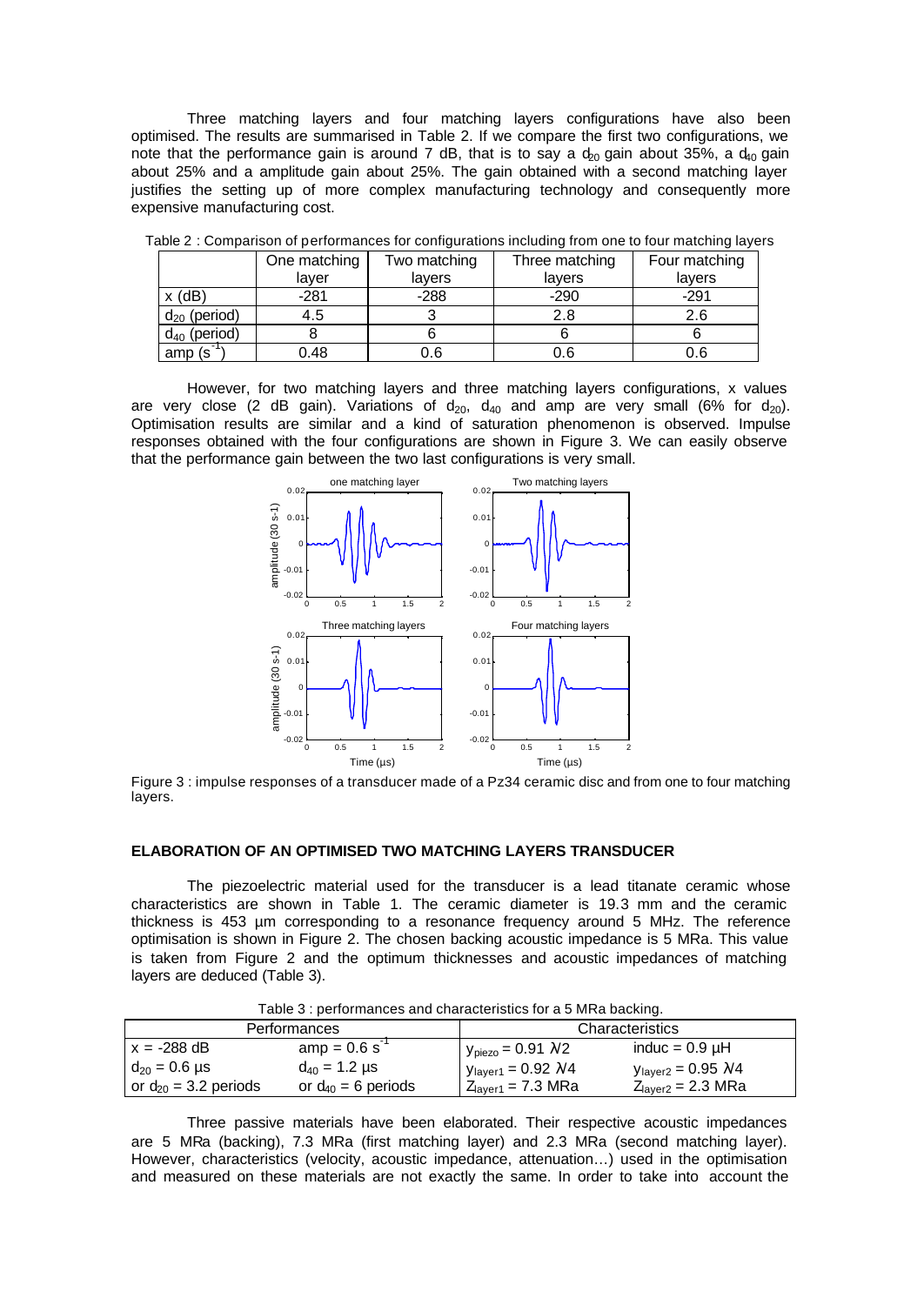Three matching layers and four matching layers configurations have also been optimised. The results are summarised in Table 2. If we compare the first two configurations, we note that the performance gain is around 7 dB, that is to say a $d_{20}$ gain about 35%, a $d_{40}$ gain about 25% and a amplitude gain about 25%. The gain obtained with a second matching layer justifies the setting up of more complex manufacturing technology and consequently more expensive manufacturing cost.

Table 2 : Comparison of performances for configurations including from one to four matching layers

| | One matching layer | Two matching layers | Three matching layers | Four matching layers |
|---|---|---|---|---|
| x (dB) | -281 | -288 | -290 | -291 |
| $d_{20}$ (period) | 4.5 | 3 | 2.8 | 2.6 |
| $d_{40}$ (period) | 8 | 6 | 6 | 6 |
| amp ($s^{-1}$) | 0.48 | 0.6 | 0.6 | 0.6 |

However, for two matching layers and three matching layers configurations, x values are very close (2 dB gain). Variations of $d_{20}$, $d_{40}$ and amp are very small (6% for $d_{20}$). Optimisation results are similar and a kind of saturation phenomenon is observed. Impulse responses obtained with the four configurations are shown in Figure 3. We can easily observe that the performance gain between the two last configurations is very small.

Figure 3 : impulse responses of a transducer made of a Pz34 ceramic disc and from one to four matching layers.

## ELABORATION OF AN OPTIMISED TWO MATCHING LAYERS TRANSDUCER

The piezoelectric material used for the transducer is a lead titanate ceramic whose characteristics are shown in Table 1. The ceramic diameter is 19.3 mm and the ceramic thickness is 453 µm corresponding to a resonance frequency around 5 MHz. The reference optimisation is shown in Figure 2. The chosen backing acoustic impedance is 5 MRa. This value is taken from Figure 2 and the optimum thicknesses and acoustic impedances of matching layers are deduced (Table 3).

Table 3 : performances and characteristics for a 5 MRa backing.

| Performances | | Characteristics | |
|---|---|---|---|
| x = -288 dB | amp = 0.6 $s^{-1}$ | $y_{piezo}$ = 0.91 $\lambda/2$ | induc = 0.9 µH |
| $d_{20}$ = 0.6 µs | $d_{40}$ = 1.2 µs | $y_{layer1}$ = 0.92 $\lambda/4$ | $y_{layer2}$ = 0.95 $\lambda/4$ |
| or $d_{20}$ = 3.2 periods | or $d_{40}$ = 6 periods | $Z_{layer1}$ = 7.3 MRa | $Z_{layer2}$ = 2.3 MRa |

Three passive materials have been elaborated. Their respective acoustic impedances are 5 MRa (backing), 7.3 MRa (first matching layer) and 2.3 MRa (second matching layer). However, characteristics (velocity, acoustic impedance, attenuation…) used in the optimisation and measured on these materials are not exactly the same. In order to take into account the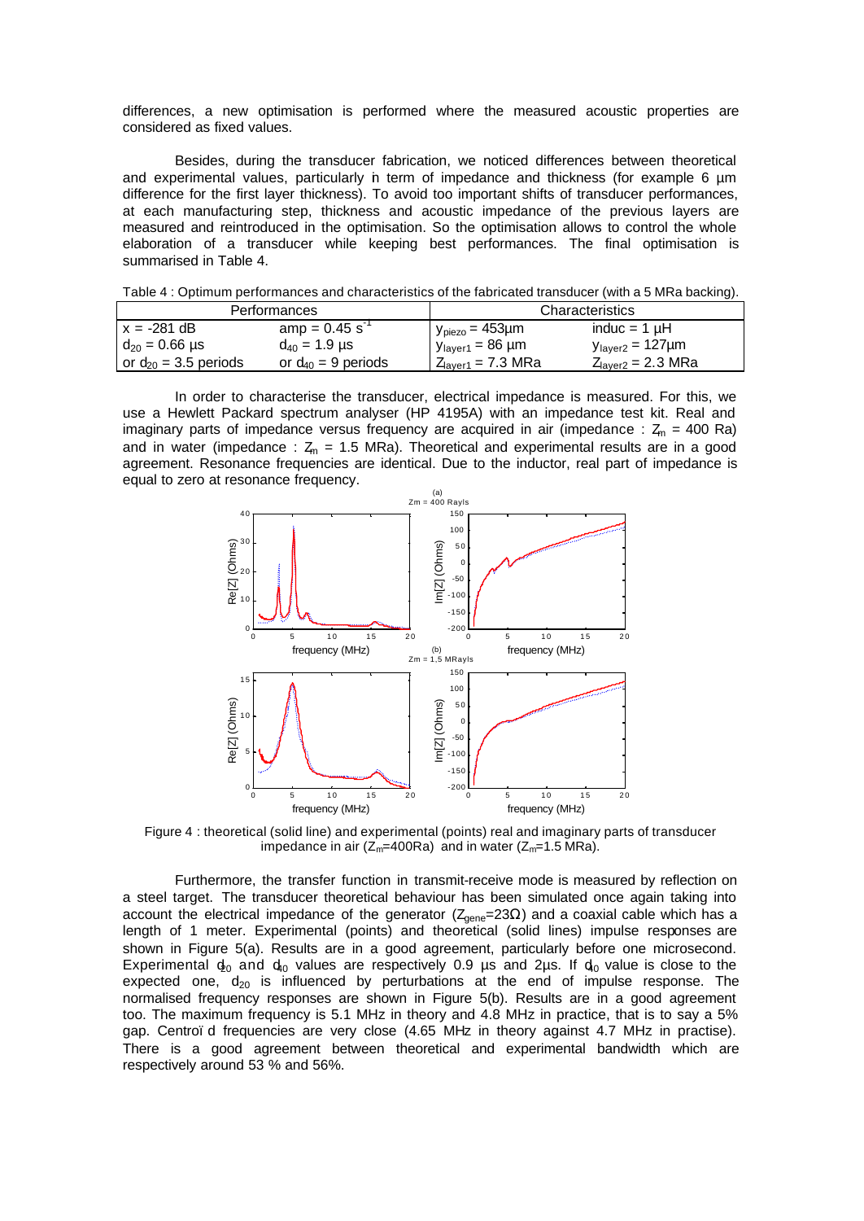differences, a new optimisation is performed where the measured acoustic properties are considered as fixed values.

Besides, during the transducer fabrication, we noticed differences between theoretical and experimental values, particularly in term of impedance and thickness (for example 6 µm difference for the first layer thickness). To avoid too important shifts of transducer performances, at each manufacturing step, thickness and acoustic impedance of the previous layers are measured and reintroduced in the optimisation. So the optimisation allows to control the whole elaboration of a transducer while keeping best performances. The final optimisation is summarised in Table 4.

Table 4 : Optimum performances and characteristics of the fabricated transducer (with a 5 MRa backing).

| Performances | | Characteristics | |
|---|---|---|---|
| $x$ = -281 dB | amp = 0.45 $s^{-1}$ | $y_{piezo}$ = 453µm | induc = 1 µH |
| $d_{20}$ = 0.66 µs | $d_{40}$ = 1.9 µs | $y_{layer1}$ = 86 µm | $y_{layer2}$ = 127µm |
| or $d_{20}$ = 3.5 periods | or $d_{40}$ = 9 periods | $Z_{layer1}$ = 7.3 MRa | $Z_{layer2}$ = 2.3 MRa |

In order to characterise the transducer, electrical impedance is measured. For this, we use a Hewlett Packard spectrum analyser (HP 4195A) with an impedance test kit. Real and imaginary parts of impedance versus frequency are acquired in air (impedance : $Z_m$ = 400 Ra) and in water (impedance : $Z_m$ = 1.5 MRa). Theoretical and experimental results are in a good agreement. Resonance frequencies are identical. Due to the inductor, real part of impedance is equal to zero at resonance frequency.

Figure 4 : theoretical (solid line) and experimental (points) real and imaginary parts of transducer impedance in air ($Z_m$=400Ra) and in water ($Z_m$=1.5 MRa).

Furthermore, the transfer function in transmit-receive mode is measured by reflection on a steel target. The transducer theoretical behaviour has been simulated once again taking into account the electrical impedance of the generator ($Z_{gene}$=23Ω) and a coaxial cable which has a length of 1 meter. Experimental (points) and theoretical (solid lines) impulse responses are shown in Figure 5(a). Results are in a good agreement, particularly before one microsecond. Experimental $d_{20}$ and $d_{40}$ values are respectively 0.9 µs and 2µs. If $d_{40}$ value is close to the expected one, $d_{20}$ is influenced by perturbations at the end of impulse response. The normalised frequency responses are shown in Figure 5(b). Results are in a good agreement too. The maximum frequency is 5.1 MHz in theory and 4.8 MHz in practice, that is to say a 5% gap. Centroïd frequencies are very close (4.65 MHz in theory against 4.7 MHz in practise). There is a good agreement between theoretical and experimental bandwidth which are respectively around 53 % and 56%.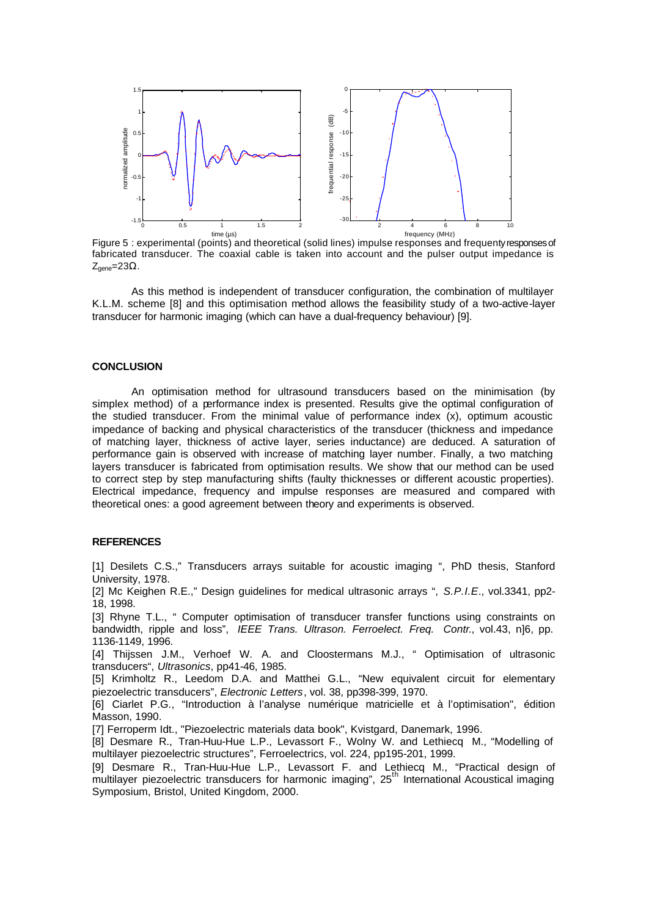1.5
1
0.5
0
-0.5
-1
-1.5
0 0.5 1 1.5 2
normalized amplitude
time (µs)

0
-5
-10
-15
-20
-25
-30
2 4 6 8 10
frequential response (dB)
frequency (MHz)

Figure 5 : experimental (points) and theoretical (solid lines) impulse responses and frequenty responses of fabricated transducer. The coaxial cable is taken into account and the pulser output impedance is $Z_{gene}$=23Ω.

As this method is independent of transducer configuration, the combination of multilayer K.L.M. scheme [8] and this optimisation method allows the feasibility study of a two-active-layer transducer for harmonic imaging (which can have a dual-frequency behaviour) [9].

## CONCLUSION

An optimisation method for ultrasound transducers based on the minimisation (by simplex method) of a performance index is presented. Results give the optimal configuration of the studied transducer. From the minimal value of performance index (x), optimum acoustic impedance of backing and physical characteristics of the transducer (thickness and impedance of matching layer, thickness of active layer, series inductance) are deduced. A saturation of performance gain is observed with increase of matching layer number. Finally, a two matching layers transducer is fabricated from optimisation results. We show that our method can be used to correct step by step manufacturing shifts (faulty thicknesses or different acoustic properties). Electrical impedance, frequency and impulse responses are measured and compared with theoretical ones: a good agreement between theory and experiments is observed.

## REFERENCES

[1] Desilets C.S.," Transducers arrays suitable for acoustic imaging ", PhD thesis, Stanford University, 1978.

[2] Mc Keighen R.E.," Design guidelines for medical ultrasonic arrays ", *S.P.I.E.*, vol.3341, pp2-18, 1998.

[3] Rhyne T.L., " Computer optimisation of transducer transfer functions using constraints on bandwidth, ripple and loss", *IEEE Trans. Ultrason. Ferroelect. Freq. Contr.*, vol.43, n]6, pp. 1136-1149, 1996.

[4] Thijssen J.M., Verhoef W. A. and Cloostermans M.J., " Optimisation of ultrasonic transducers", *Ultrasonics*, pp41-46, 1985.

[5] Krimholtz R., Leedom D.A. and Matthei G.L., "New equivalent circuit for elementary piezoelectric transducers", *Electronic Letters*, vol. 38, pp398-399, 1970.

[6] Ciarlet P.G., "Introduction à l'analyse numérique matricielle et à l'optimisation", édition Masson, 1990.

[7] Ferroperm ldt., "Piezoelectric materials data book", Kvistgard, Danemark, 1996.

[8] Desmare R., Tran-Huu-Hue L.P., Levassort F., Wolny W. and Lethiecq M., "Modelling of multilayer piezoelectric structures", Ferroelectrics, vol. 224, pp195-201, 1999.

[9] Desmare R., Tran-Huu-Hue L.P., Levassort F. and Lethiecq M., "Practical design of multilayer piezoelectric transducers for harmonic imaging", 25th International Acoustical imaging Symposium, Bristol, United Kingdom, 2000.